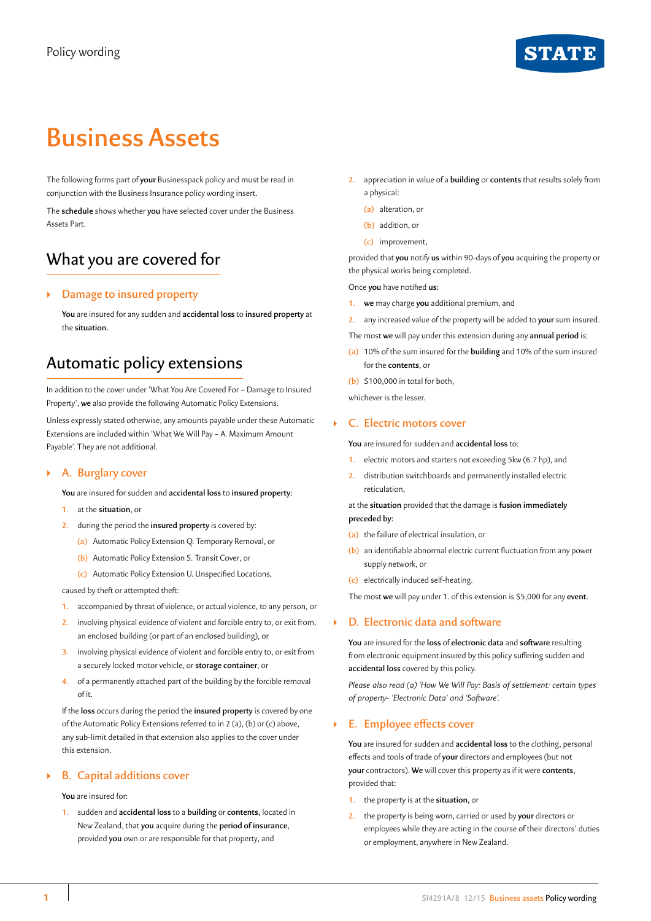# Business Assets

The following forms part of **your** Businesspack policy and must be read in conjunction with the Business Insurance policy wording insert.

The **schedule** shows whether **you** have selected cover under the Business Assets Part.

## What you are covered for

### Damage to insured property

**You** are insured for any sudden and **accidental loss** to **insured property** at the **situation**.

## Automatic policy extensions

In addition to the cover under 'What You Are Covered For – Damage to Insured Property', **we** also provide the following Automatic Policy Extensions.

Unless expressly stated otherwise, any amounts payable under these Automatic Extensions are included within 'What We Will Pay – A. Maximum Amount Payable'. They are not additional.

### A. Burglary cover

**You** are insured for sudden and **accidental loss** to **insured property**:

1. at the **situation**, or
2. during the period the **insured property** is covered by:
   (a) Automatic Policy Extension Q. Temporary Removal, or
   (b) Automatic Policy Extension S. Transit Cover, or
   (c) Automatic Policy Extension U. Unspecified Locations,

caused by theft or attempted theft:

1. accompanied by threat of violence, or actual violence, to any person, or
2. involving physical evidence of violent and forcible entry to, or exit from, an enclosed building (or part of an enclosed building), or
3. involving physical evidence of violent and forcible entry to, or exit from a securely locked motor vehicle, or **storage container**, or
4. of a permanently attached part of the building by the forcible removal of it.

If the **loss** occurs during the period the **insured property** is covered by one of the Automatic Policy Extensions referred to in 2 (a), (b) or (c) above, any sub-limit detailed in that extension also applies to the cover under this extension.

### B. Capital additions cover

**You** are insured for:

1. sudden and **accidental loss** to a **building** or **contents**, located in New Zealand, that **you** acquire during the **period of insurance**, provided **you** own or are responsible for that property, and
2. appreciation in value of a **building** or **contents** that results solely from a physical:
   (a) alteration, or
   (b) addition, or
   (c) improvement,

provided that **you** notify **us** within 90-days of **you** acquiring the property or the physical works being completed.

Once **you** have notified **us**:

1. **we** may charge **you** additional premium, and
2. any increased value of the property will be added to **your** sum insured.

The most **we** will pay under this extension during any **annual period** is:

(a) 10% of the sum insured for the **building** and 10% of the sum insured for the **contents**, or

(b) $100,000 in total for both,

whichever is the lesser.

### C. Electric motors cover

**You** are insured for sudden and **accidental loss** to:

1. electric motors and starters not exceeding 5kw (6.7 hp), and
2. distribution switchboards and permanently installed electric reticulation,

at the **situation** provided that the damage is **fusion immediately preceded by**:

(a) the failure of electrical insulation, or

(b) an identifiable abnormal electric current fluctuation from any power supply network, or

(c) electrically induced self-heating.

The most **we** will pay under 1. of this extension is $5,000 for any **event**.

### D. Electronic data and software

**You** are insured for the **loss** of **electronic data** and **software** resulting from electronic equipment insured by this policy suffering sudden and **accidental loss** covered by this policy.

*Please also read (a) 'How We Will Pay: Basis of settlement: certain types of property- 'Electronic Data' and 'Software'.*

### E. Employee effects cover

**You** are insured for sudden and **accidental loss** to the clothing, personal effects and tools of trade of **your** directors and employees (but not **your** contractors). **We** will cover this property as if it were **contents**, provided that:

1. the property is at the **situation**, or
2. the property is being worn, carried or used by **your** directors or employees while they are acting in the course of their directors' duties or employment, anywhere in New Zealand.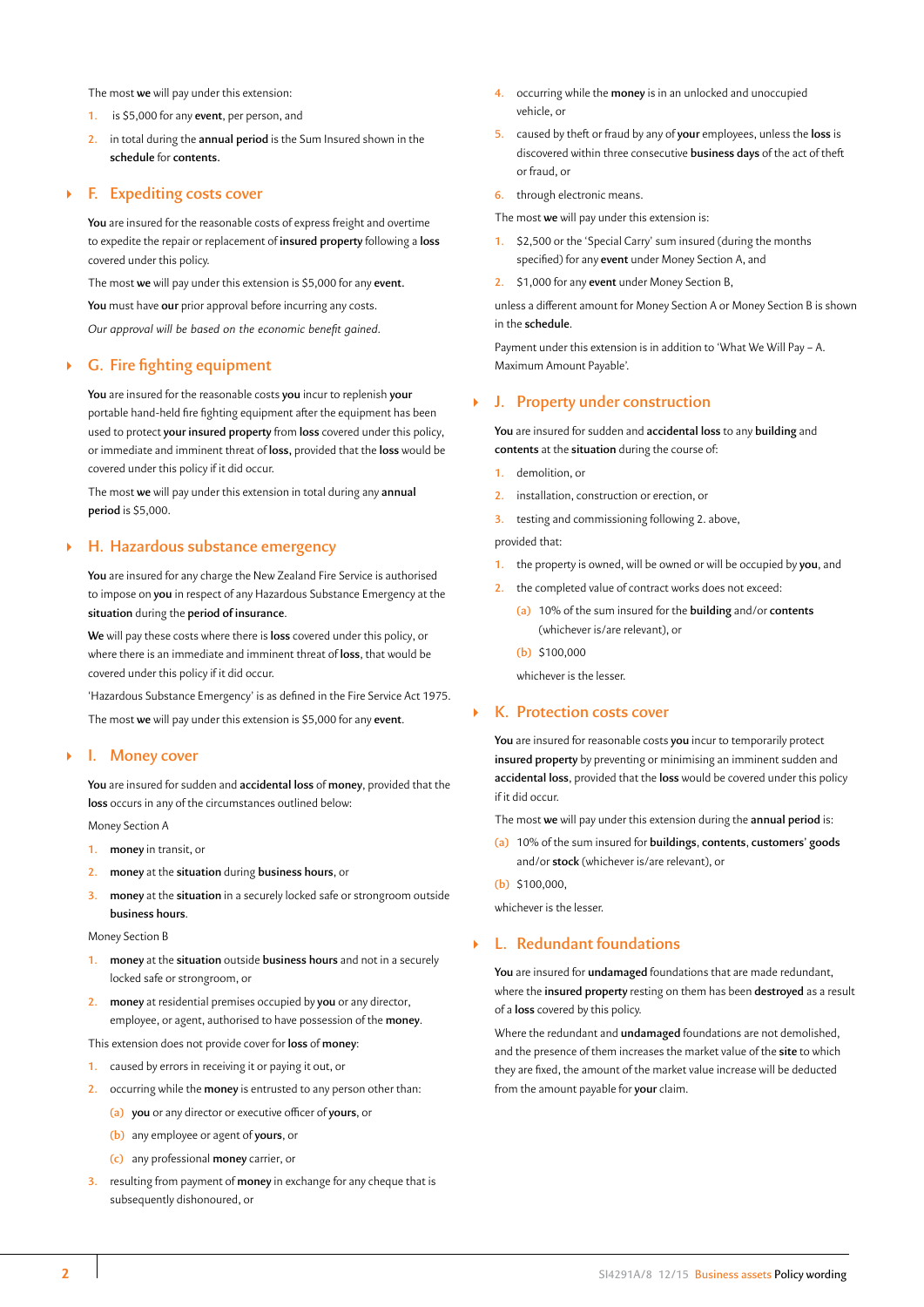The most **we** will pay under this extension:

1. is $5,000 for any **event**, per person, and
2. in total during the **annual period** is the Sum Insured shown in the **schedule** for **contents**.

## F. Expediting costs cover

**You** are insured for the reasonable costs of express freight and overtime to expedite the repair or replacement of **insured property** following a **loss** covered under this policy.

The most **we** will pay under this extension is $5,000 for any **event**.

**You** must have **our** prior approval before incurring any costs.

*Our approval will be based on the economic benefit gained.*

## G. Fire fighting equipment

**You** are insured for the reasonable costs **you** incur to replenish **your** portable hand-held fire fighting equipment after the equipment has been used to protect **your insured property** from **loss** covered under this policy, or immediate and imminent threat of **loss**, provided that the **loss** would be covered under this policy if it did occur.

The most **we** will pay under this extension in total during any **annual period** is $5,000.

## H. Hazardous substance emergency

**You** are insured for any charge the New Zealand Fire Service is authorised to impose on **you** in respect of any Hazardous Substance Emergency at the **situation** during the **period of insurance**.

**We** will pay these costs where there is **loss** covered under this policy, or where there is an immediate and imminent threat of **loss**, that would be covered under this policy if it did occur.

'Hazardous Substance Emergency' is as defined in the Fire Service Act 1975.

The most **we** will pay under this extension is $5,000 for any **event**.

## I. Money cover

**You** are insured for sudden and **accidental loss** of **money**, provided that the **loss** occurs in any of the circumstances outlined below:

Money Section A

1. **money** in transit, or
2. **money** at the **situation** during **business hours**, or
3. **money** at the **situation** in a securely locked safe or strongroom outside **business hours**.

Money Section B

1. **money** at the **situation** outside **business hours** and not in a securely locked safe or strongroom, or
2. **money** at residential premises occupied by **you** or any director, employee, or agent, authorised to have possession of the **money**.

This extension does not provide cover for **loss** of **money**:

1. caused by errors in receiving it or paying it out, or
2. occurring while the **money** is entrusted to any person other than:
   (a) **you** or any director or executive officer of **yours**, or
   (b) any employee or agent of **yours**, or
   (c) any professional **money** carrier, or
3. resulting from payment of **money** in exchange for any cheque that is subsequently dishonoured, or
4. occurring while the **money** is in an unlocked and unoccupied vehicle, or
5. caused by theft or fraud by any of **your** employees, unless the **loss** is discovered within three consecutive **business days** of the act of theft or fraud, or
6. through electronic means.

The most **we** will pay under this extension is:

1. $2,500 or the 'Special Carry' sum insured (during the months specified) for any **event** under Money Section A, and
2. $1,000 for any **event** under Money Section B,

unless a different amount for Money Section A or Money Section B is shown in the **schedule**.

Payment under this extension is in addition to 'What We Will Pay – A. Maximum Amount Payable'.

## J. Property under construction

**You** are insured for sudden and **accidental loss** to any **building** and **contents** at the **situation** during the course of:

1. demolition, or
2. installation, construction or erection, or
3. testing and commissioning following 2. above,

provided that:

1. the property is owned, will be owned or will be occupied by **you**, and
2. the completed value of contract works does not exceed:
   (a) 10% of the sum insured for the **building** and/or **contents** (whichever is/are relevant), or
   (b) $100,000

   whichever is the lesser.

## K. Protection costs cover

**You** are insured for reasonable costs **you** incur to temporarily protect **insured property** by preventing or minimising an imminent sudden and **accidental loss**, provided that the **loss** would be covered under this policy if it did occur.

The most **we** will pay under this extension during the **annual period** is:

(a) 10% of the sum insured for **buildings**, **contents**, **customers' goods** and/or **stock** (whichever is/are relevant), or

(b) $100,000,

whichever is the lesser.

## L. Redundant foundations

**You** are insured for **undamaged** foundations that are made redundant, where the **insured property** resting on them has been **destroyed** as a result of a **loss** covered by this policy.

Where the redundant and **undamaged** foundations are not demolished, and the presence of them increases the market value of the **site** to which they are fixed, the amount of the market value increase will be deducted from the amount payable for **your** claim.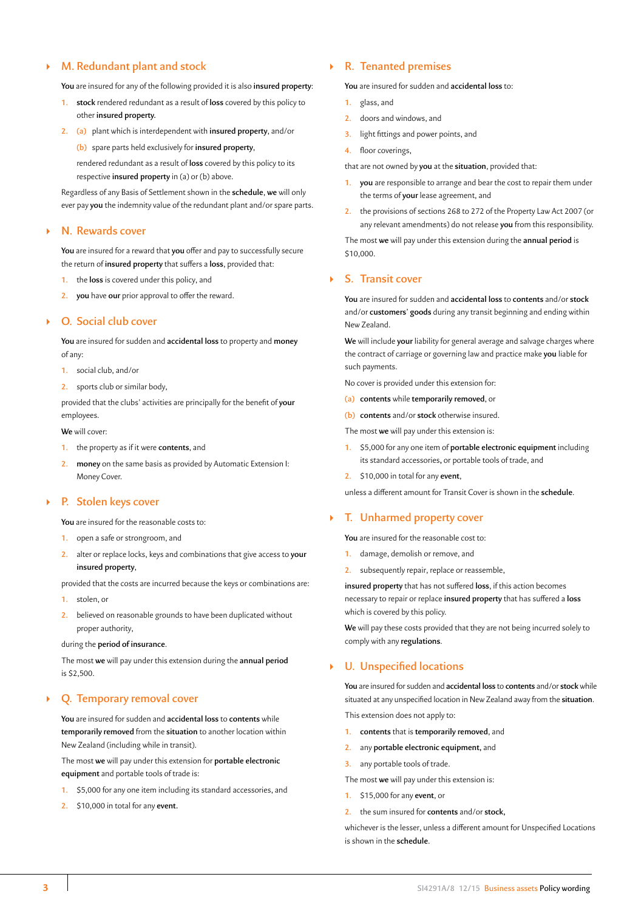## M. Redundant plant and stock

**You** are insured for any of the following provided it is also **insured property**:

1. **stock** rendered redundant as a result of **loss** covered by this policy to other **insured property**.
2. (a) plant which is interdependent with **insured property**, and/or

   (b) spare parts held exclusively for **insured property**,

   rendered redundant as a result of **loss** covered by this policy to its respective **insured property** in (a) or (b) above.

Regardless of any Basis of Settlement shown in the **schedule**, **we** will only ever pay **you** the indemnity value of the redundant plant and/or spare parts.

## N. Rewards cover

**You** are insured for a reward that **you** offer and pay to successfully secure the return of **insured property** that suffers a **loss**, provided that:

1. the **loss** is covered under this policy, and
2. **you** have **our** prior approval to offer the reward.

## O. Social club cover

**You** are insured for sudden and **accidental loss** to property and **money** of any:

1. social club, and/or
2. sports club or similar body,

provided that the clubs' activities are principally for the benefit of **your** employees.

**We** will cover:

1. the property as if it were **contents**, and
2. **money** on the same basis as provided by Automatic Extension I: Money Cover.

## P. Stolen keys cover

**You** are insured for the reasonable costs to:

1. open a safe or strongroom, and
2. alter or replace locks, keys and combinations that give access to **your insured property**,

provided that the costs are incurred because the keys or combinations are:

1. stolen, or
2. believed on reasonable grounds to have been duplicated without proper authority,

during the **period of insurance**.

The most **we** will pay under this extension during the **annual period** is $2,500.

## Q. Temporary removal cover

**You** are insured for sudden and **accidental loss** to **contents** while **temporarily removed** from the **situation** to another location within New Zealand (including while in transit).

The most **we** will pay under this extension for **portable electronic equipment** and portable tools of trade is:

1. $5,000 for any one item including its standard accessories, and
2. $10,000 in total for any **event**.

## R. Tenanted premises

**You** are insured for sudden and **accidental loss** to:

1. glass, and
2. doors and windows, and
3. light fittings and power points, and
4. floor coverings,

that are not owned by **you** at the **situation**, provided that:

1. **you** are responsible to arrange and bear the cost to repair them under the terms of **your** lease agreement, and
2. the provisions of sections 268 to 272 of the Property Law Act 2007 (or any relevant amendments) do not release **you** from this responsibility.

The most **we** will pay under this extension during the **annual period** is $10,000.

## S. Transit cover

**You** are insured for sudden and **accidental loss** to **contents** and/or **stock** and/or **customers' goods** during any transit beginning and ending within New Zealand.

**We** will include **your** liability for general average and salvage charges where the contract of carriage or governing law and practice make **you** liable for such payments.

No cover is provided under this extension for:

(a) **contents** while **temporarily removed**, or

(b) **contents** and/or **stock** otherwise insured.

The most **we** will pay under this extension is:

1. $5,000 for any one item of **portable electronic equipment** including its standard accessories, or portable tools of trade, and
2. $10,000 in total for any **event**,

unless a different amount for Transit Cover is shown in the **schedule**.

## T. Unharmed property cover

**You** are insured for the reasonable cost to:

1. damage, demolish or remove, and
2. subsequently repair, replace or reassemble,

**insured property** that has not suffered **loss**, if this action becomes necessary to repair or replace **insured property** that has suffered a **loss** which is covered by this policy.

**We** will pay these costs provided that they are not being incurred solely to comply with any **regulations**.

## U. Unspecified locations

**You** are insured for sudden and **accidental loss** to **contents** and/or **stock** while situated at any unspecified location in New Zealand away from the **situation**.

This extension does not apply to:

1. **contents** that is **temporarily removed**, and
2. any **portable electronic equipment**, and
3. any portable tools of trade.

The most **we** will pay under this extension is:

1. $15,000 for any **event**, or
2. the sum insured for **contents** and/or **stock**,

whichever is the lesser, unless a different amount for Unspecified Locations is shown in the **schedule**.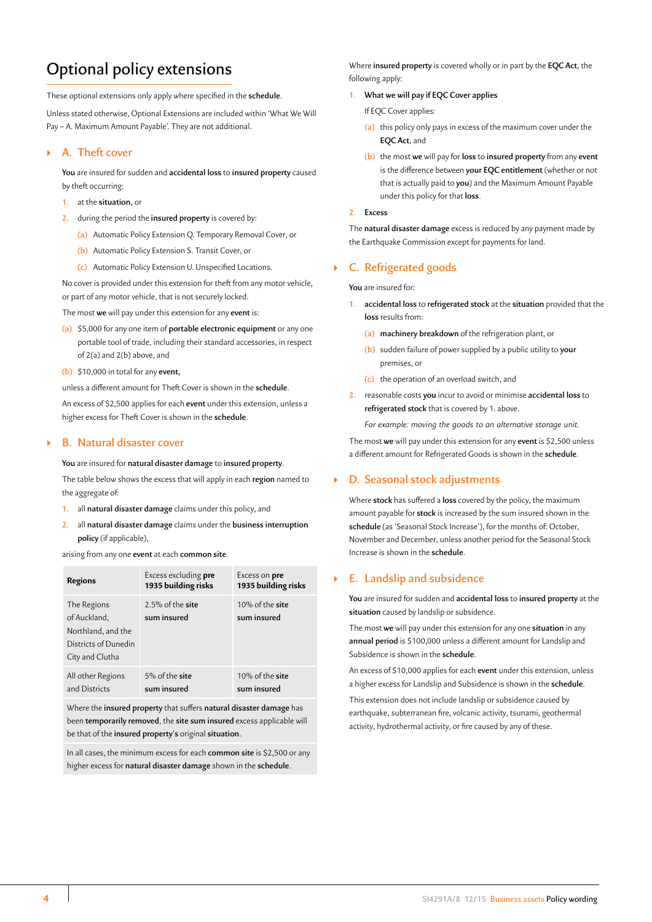# Optional policy extensions

These optional extensions only apply where specified in the **schedule**.

Unless stated otherwise, Optional Extensions are included within 'What We Will Pay – A. Maximum Amount Payable'. They are not additional.

## A. Theft cover

**You** are insured for sudden and **accidental loss** to **insured property** caused by theft occurring:

1. at the **situation**, or
2. during the period the **insured property** is covered by:
   (a) Automatic Policy Extension Q. Temporary Removal Cover, or
   (b) Automatic Policy Extension S. Transit Cover, or
   (c) Automatic Policy Extension U. Unspecified Locations.

No cover is provided under this extension for theft from any motor vehicle, or part of any motor vehicle, that is not securely locked.

The most **we** will pay under this extension for any **event** is:

(a) $5,000 for any one item of **portable electronic equipment** or any one portable tool of trade, including their standard accessories, in respect of 2(a) and 2(b) above, and

(b) $10,000 in total for any **event**,

unless a different amount for Theft Cover is shown in the **schedule**.

An excess of $2,500 applies for each **event** under this extension, unless a higher excess for Theft Cover is shown in the **schedule**.

## B. Natural disaster cover

**You** are insured for **natural disaster damage** to **insured property**.

The table below shows the excess that will apply in each **region** named to the aggregate of:

1. all **natural disaster damage** claims under this policy, and
2. all **natural disaster damage** claims under the **business interruption policy** (if applicable),

arising from any one **event** at each **common site**.

| Regions | Excess excluding **pre 1935 building risks** | Excess on **pre 1935 building risks** |
|---|---|---|
| The Regions of Auckland, Northland, and the Districts of Dunedin City and Clutha | 2.5% of the **site sum insured** | 10% of the **site sum insured** |
| All other Regions and Districts | 5% of the **site sum insured** | 10% of the **site sum insured** |

Where the **insured property** that suffers **natural disaster damage** has been **temporarily removed**, the **site sum insured** excess applicable will be that of the **insured property's** original **situation**.

In all cases, the minimum excess for each **common site** is $2,500 or any higher excess for **natural disaster damage** shown in the **schedule**.

Where **insured property** is covered wholly or in part by the **EQC Act**, the following apply:

1. **What we will pay if EQC Cover applies**

   If EQC Cover applies:

   (a) this policy only pays in excess of the maximum cover under the **EQC Act**, and

   (b) the most **we** will pay for **loss** to **insured property** from any **event** is the difference between **your EQC entitlement** (whether or not that is actually paid to **you**) and the Maximum Amount Payable under this policy for that **loss**.

2. **Excess**

The **natural disaster damage** excess is reduced by any payment made by the Earthquake Commission except for payments for land.

## C. Refrigerated goods

**You** are insured for:

1. **accidental loss** to **refrigerated stock** at the **situation** provided that the **loss** results from:
   (a) **machinery breakdown** of the refrigeration plant, or
   (b) sudden failure of power supplied by a public utility to **your** premises, or
   (c) the operation of an overload switch, and
2. reasonable costs **you** incur to avoid or minimise **accidental loss** to **refrigerated stock** that is covered by 1. above.

   *For example: moving the goods to an alternative storage unit.*

The most **we** will pay under this extension for any **event** is $2,500 unless a different amount for Refrigerated Goods is shown in the **schedule**.

## D. Seasonal stock adjustments

Where **stock** has suffered a **loss** covered by the policy, the maximum amount payable for **stock** is increased by the sum insured shown in the **schedule** (as 'Seasonal Stock Increase'), for the months of: October, November and December, unless another period for the Seasonal Stock Increase is shown in the **schedule**.

## E. Landslip and subsidence

**You** are insured for sudden and **accidental loss** to **insured property** at the **situation** caused by landslip or subsidence.

The most **we** will pay under this extension for any one **situation** in any **annual period** is $100,000 unless a different amount for Landslip and Subsidence is shown in the **schedule**.

An excess of $10,000 applies for each **event** under this extension, unless a higher excess for Landslip and Subsidence is shown in the **schedule**.

This extension does not include landslip or subsidence caused by earthquake, subterranean fire, volcanic activity, tsunami, geothermal activity, hydrothermal activity, or fire caused by any of these.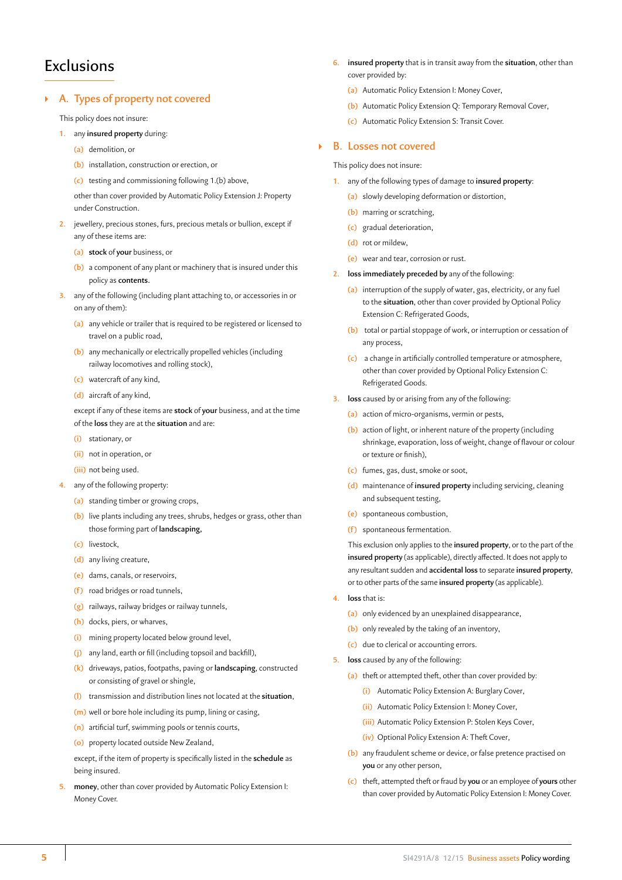# Exclusions

## A. Types of property not covered

This policy does not insure:

1. any **insured property** during:
   (a) demolition, or
   (b) installation, construction or erection, or
   (c) testing and commissioning following 1.(b) above,

   other than cover provided by Automatic Policy Extension J: Property under Construction.

2. jewellery, precious stones, furs, precious metals or bullion, except if any of these items are:
   (a) **stock** of **your** business, or
   (b) a component of any plant or machinery that is insured under this policy as **contents**.

3. any of the following (including plant attaching to, or accessories in or on any of them):
   (a) any vehicle or trailer that is required to be registered or licensed to travel on a public road,
   (b) any mechanically or electrically propelled vehicles (including railway locomotives and rolling stock),
   (c) watercraft of any kind,
   (d) aircraft of any kind,

   except if any of these items are **stock** of **your** business, and at the time of the **loss** they are at the **situation** and are:
   (i) stationary, or
   (ii) not in operation, or
   (iii) not being used.

4. any of the following property:
   (a) standing timber or growing crops,
   (b) live plants including any trees, shrubs, hedges or grass, other than those forming part of **landscaping**,
   (c) livestock,
   (d) any living creature,
   (e) dams, canals, or reservoirs,
   (f) road bridges or road tunnels,
   (g) railways, railway bridges or railway tunnels,
   (h) docks, piers, or wharves,
   (i) mining property located below ground level,
   (j) any land, earth or fill (including topsoil and backfill),
   (k) driveways, patios, footpaths, paving or **landscaping**, constructed or consisting of gravel or shingle,
   (l) transmission and distribution lines not located at the **situation**,
   (m) well or bore hole including its pump, lining or casing,
   (n) artificial turf, swimming pools or tennis courts,
   (o) property located outside New Zealand,

   except, if the item of property is specifically listed in the **schedule** as being insured.

5. **money**, other than cover provided by Automatic Policy Extension I: Money Cover.

6. **insured property** that is in transit away from the **situation**, other than cover provided by:
   (a) Automatic Policy Extension I: Money Cover,
   (b) Automatic Policy Extension Q: Temporary Removal Cover,
   (c) Automatic Policy Extension S: Transit Cover.

## B. Losses not covered

This policy does not insure:

1. any of the following types of damage to **insured property**:
   (a) slowly developing deformation or distortion,
   (b) marring or scratching,
   (c) gradual deterioration,
   (d) rot or mildew,
   (e) wear and tear, corrosion or rust.

2. **loss immediately preceded by** any of the following:
   (a) interruption of the supply of water, gas, electricity, or any fuel to the **situation**, other than cover provided by Optional Policy Extension C: Refrigerated Goods,
   (b) total or partial stoppage of work, or interruption or cessation of any process,
   (c) a change in artificially controlled temperature or atmosphere, other than cover provided by Optional Policy Extension C: Refrigerated Goods.

3. **loss** caused by or arising from any of the following:
   (a) action of micro-organisms, vermin or pests,
   (b) action of light, or inherent nature of the property (including shrinkage, evaporation, loss of weight, change of flavour or colour or texture or finish),
   (c) fumes, gas, dust, smoke or soot,
   (d) maintenance of **insured property** including servicing, cleaning and subsequent testing,
   (e) spontaneous combustion,
   (f) spontaneous fermentation.

   This exclusion only applies to the **insured property**, or to the part of the **insured property** (as applicable), directly affected. It does not apply to any resultant sudden and **accidental loss** to separate **insured property**, or to other parts of the same **insured property** (as applicable).

4. **loss** that is:
   (a) only evidenced by an unexplained disappearance,
   (b) only revealed by the taking of an inventory,
   (c) due to clerical or accounting errors.

5. **loss** caused by any of the following:
   (a) theft or attempted theft, other than cover provided by:
      (i) Automatic Policy Extension A: Burglary Cover,
      (ii) Automatic Policy Extension I: Money Cover,
      (iii) Automatic Policy Extension P: Stolen Keys Cover,
      (iv) Optional Policy Extension A: Theft Cover,
   (b) any fraudulent scheme or device, or false pretence practised on **you** or any other person,
   (c) theft, attempted theft or fraud by **you** or an employee of **yours** other than cover provided by Automatic Policy Extension I: Money Cover.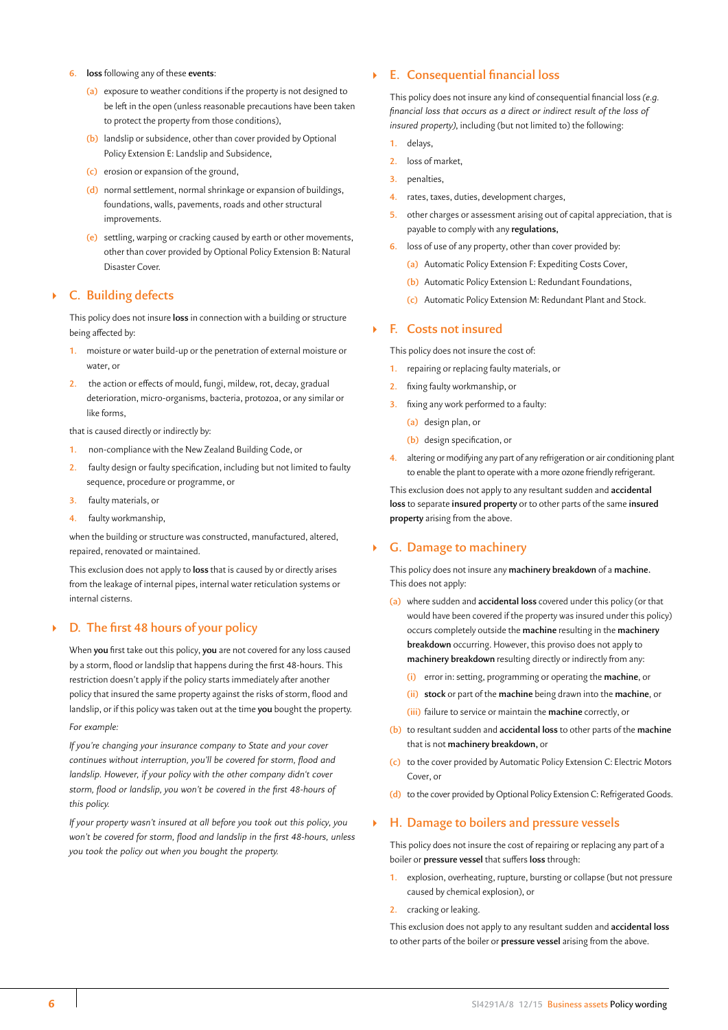6. **loss** following any of these **events**:
   (a) exposure to weather conditions if the property is not designed to be left in the open (unless reasonable precautions have been taken to protect the property from those conditions),
   (b) landslip or subsidence, other than cover provided by Optional Policy Extension E: Landslip and Subsidence,
   (c) erosion or expansion of the ground,
   (d) normal settlement, normal shrinkage or expansion of buildings, foundations, walls, pavements, roads and other structural improvements.
   (e) settling, warping or cracking caused by earth or other movements, other than cover provided by Optional Policy Extension B: Natural Disaster Cover.

## C. Building defects

This policy does not insure **loss** in connection with a building or structure being affected by:

1. moisture or water build-up or the penetration of external moisture or water, or
2. the action or effects of mould, fungi, mildew, rot, decay, gradual deterioration, micro-organisms, bacteria, protozoa, or any similar or like forms,

that is caused directly or indirectly by:

1. non-compliance with the New Zealand Building Code, or
2. faulty design or faulty specification, including but not limited to faulty sequence, procedure or programme, or
3. faulty materials, or
4. faulty workmanship,

when the building or structure was constructed, manufactured, altered, repaired, renovated or maintained.

This exclusion does not apply to **loss** that is caused by or directly arises from the leakage of internal pipes, internal water reticulation systems or internal cisterns.

## D. The first 48 hours of your policy

When **you** first take out this policy, **you** are not covered for any loss caused by a storm, flood or landslip that happens during the first 48-hours. This restriction doesn't apply if the policy starts immediately after another policy that insured the same property against the risks of storm, flood and landslip, or if this policy was taken out at the time **you** bought the property.

*For example:*

*If you're changing your insurance company to State and your cover continues without interruption, you'll be covered for storm, flood and landslip. However, if your policy with the other company didn't cover storm, flood or landslip, you won't be covered in the first 48-hours of this policy.*

*If your property wasn't insured at all before you took out this policy, you won't be covered for storm, flood and landslip in the first 48-hours, unless you took the policy out when you bought the property.*

## E. Consequential financial loss

This policy does not insure any kind of consequential financial loss *(e.g. financial loss that occurs as a direct or indirect result of the loss of insured property)*, including (but not limited to) the following:

1. delays,
2. loss of market,
3. penalties,
4. rates, taxes, duties, development charges,
5. other charges or assessment arising out of capital appreciation, that is payable to comply with any **regulations**,
6. loss of use of any property, other than cover provided by:
   (a) Automatic Policy Extension F: Expediting Costs Cover,
   (b) Automatic Policy Extension L: Redundant Foundations,
   (c) Automatic Policy Extension M: Redundant Plant and Stock.

## F. Costs not insured

This policy does not insure the cost of:

1. repairing or replacing faulty materials, or
2. fixing faulty workmanship, or
3. fixing any work performed to a faulty:
   (a) design plan, or
   (b) design specification, or
4. altering or modifying any part of any refrigeration or air conditioning plant to enable the plant to operate with a more ozone friendly refrigerant.

This exclusion does not apply to any resultant sudden and **accidental loss** to separate **insured property** or to other parts of the same **insured property** arising from the above.

## G. Damage to machinery

This policy does not insure any **machinery breakdown** of a **machine**. This does not apply:

(a) where sudden and **accidental loss** covered under this policy (or that would have been covered if the property was insured under this policy) occurs completely outside the **machine** resulting in the **machinery breakdown** occurring. However, this proviso does not apply to **machinery breakdown** resulting directly or indirectly from any:
   (i) error in: setting, programming or operating the **machine**, or
   (ii) **stock** or part of the **machine** being drawn into the **machine**, or
   (iii) failure to service or maintain the **machine** correctly, or
(b) to resultant sudden and **accidental loss** to other parts of the **machine** that is not **machinery breakdown**, or
(c) to the cover provided by Automatic Policy Extension C: Electric Motors Cover, or
(d) to the cover provided by Optional Policy Extension C: Refrigerated Goods.

## H. Damage to boilers and pressure vessels

This policy does not insure the cost of repairing or replacing any part of a boiler or **pressure vessel** that suffers **loss** through:

1. explosion, overheating, rupture, bursting or collapse (but not pressure caused by chemical explosion), or
2. cracking or leaking.

This exclusion does not apply to any resultant sudden and **accidental loss** to other parts of the boiler or **pressure vessel** arising from the above.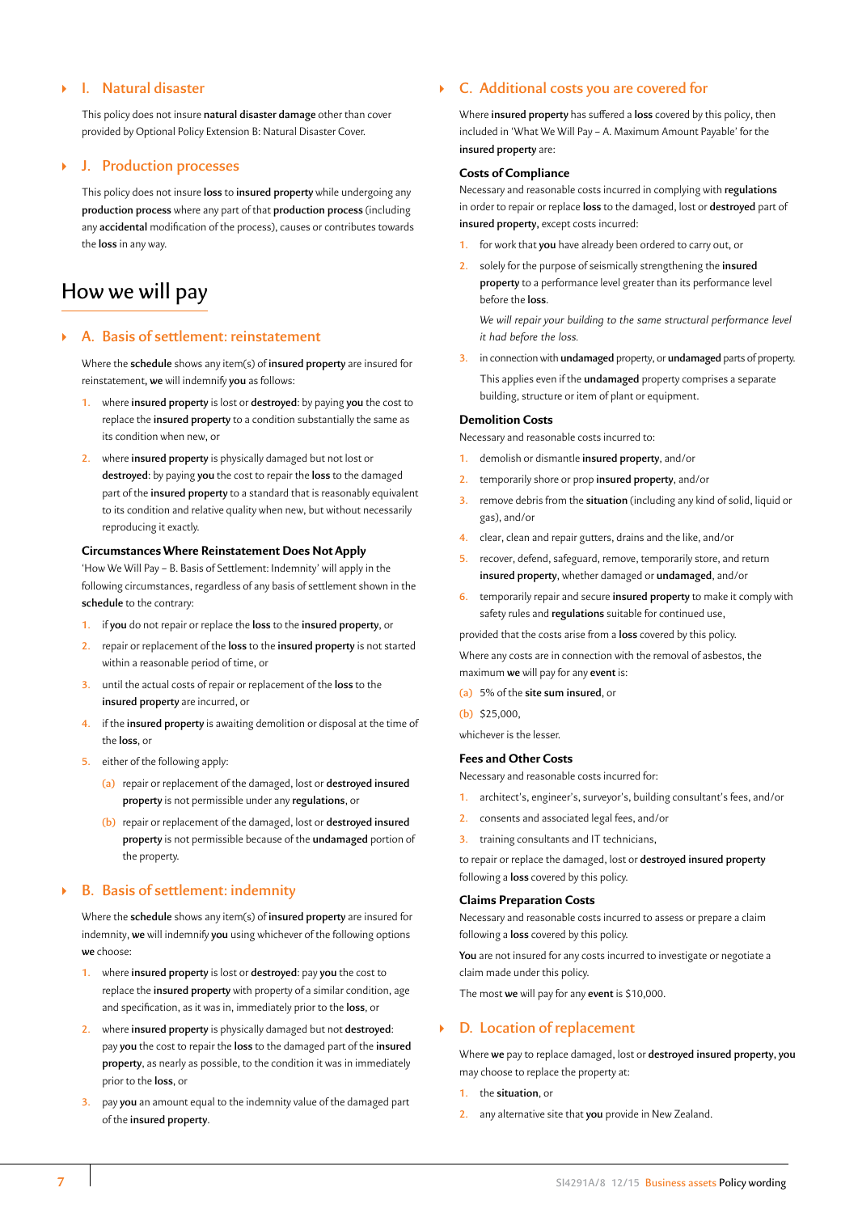### I. Natural disaster

This policy does not insure **natural disaster damage** other than cover provided by Optional Policy Extension B: Natural Disaster Cover.

### J. Production processes

This policy does not insure **loss** to **insured property** while undergoing any **production process** where any part of that **production process** (including any **accidental** modification of the process), causes or contributes towards the **loss** in any way.

## How we will pay

### A. Basis of settlement: reinstatement

Where the **schedule** shows any item(s) of **insured property** are insured for reinstatement, **we** will indemnify **you** as follows:

1. where **insured property** is lost or **destroyed**: by paying **you** the cost to replace the **insured property** to a condition substantially the same as its condition when new, or
2. where **insured property** is physically damaged but not lost or **destroyed**: by paying **you** the cost to repair the **loss** to the damaged part of the **insured property** to a standard that is reasonably equivalent to its condition and relative quality when new, but without necessarily reproducing it exactly.

**Circumstances Where Reinstatement Does Not Apply**

'How We Will Pay – B. Basis of Settlement: Indemnity' will apply in the following circumstances, regardless of any basis of settlement shown in the **schedule** to the contrary:

1. if **you** do not repair or replace the **loss** to the **insured property**, or
2. repair or replacement of the **loss** to the **insured property** is not started within a reasonable period of time, or
3. until the actual costs of repair or replacement of the **loss** to the **insured property** are incurred, or
4. if the **insured property** is awaiting demolition or disposal at the time of the **loss**, or
5. either of the following apply:
   (a) repair or replacement of the damaged, lost or **destroyed insured property** is not permissible under any **regulations**, or
   (b) repair or replacement of the damaged, lost or **destroyed insured property** is not permissible because of the **undamaged** portion of the property.

### B. Basis of settlement: indemnity

Where the **schedule** shows any item(s) of **insured property** are insured for indemnity, **we** will indemnify **you** using whichever of the following options **we** choose:

1. where **insured property** is lost or **destroyed**: pay **you** the cost to replace the **insured property** with property of a similar condition, age and specification, as it was in, immediately prior to the **loss**, or
2. where **insured property** is physically damaged but not **destroyed**: pay **you** the cost to repair the **loss** to the damaged part of the **insured property**, as nearly as possible, to the condition it was in immediately prior to the **loss**, or
3. pay **you** an amount equal to the indemnity value of the damaged part of the **insured property**.

### C. Additional costs you are covered for

Where **insured property** has suffered a **loss** covered by this policy, then included in 'What We Will Pay – A. Maximum Amount Payable' for the **insured property** are:

**Costs of Compliance**

Necessary and reasonable costs incurred in complying with **regulations** in order to repair or replace **loss** to the damaged, lost or **destroyed** part of **insured property**, except costs incurred:

1. for work that **you** have already been ordered to carry out, or
2. solely for the purpose of seismically strengthening the **insured property** to a performance level greater than its performance level before the **loss**.

   *We will repair your building to the same structural performance level it had before the loss.*
3. in connection with **undamaged** property, or **undamaged** parts of property.

   This applies even if the **undamaged** property comprises a separate building, structure or item of plant or equipment.

**Demolition Costs**

Necessary and reasonable costs incurred to:

1. demolish or dismantle **insured property**, and/or
2. temporarily shore or prop **insured property**, and/or
3. remove debris from the **situation** (including any kind of solid, liquid or gas), and/or
4. clear, clean and repair gutters, drains and the like, and/or
5. recover, defend, safeguard, remove, temporarily store, and return **insured property**, whether damaged or **undamaged**, and/or
6. temporarily repair and secure **insured property** to make it comply with safety rules and **regulations** suitable for continued use,

provided that the costs arise from a **loss** covered by this policy.

Where any costs are in connection with the removal of asbestos, the maximum **we** will pay for any **event** is:

(a) 5% of the **site sum insured**, or
(b) $25,000,

whichever is the lesser.

**Fees and Other Costs**

Necessary and reasonable costs incurred for:

1. architect's, engineer's, surveyor's, building consultant's fees, and/or
2. consents and associated legal fees, and/or
3. training consultants and IT technicians,

to repair or replace the damaged, lost or **destroyed insured property** following a **loss** covered by this policy.

**Claims Preparation Costs**

Necessary and reasonable costs incurred to assess or prepare a claim following a **loss** covered by this policy.

**You** are not insured for any costs incurred to investigate or negotiate a claim made under this policy.

The most **we** will pay for any **event** is $10,000.

### D. Location of replacement

Where **we** pay to replace damaged, lost or **destroyed insured property**, **you** may choose to replace the property at:

1. the **situation**, or
2. any alternative site that **you** provide in New Zealand.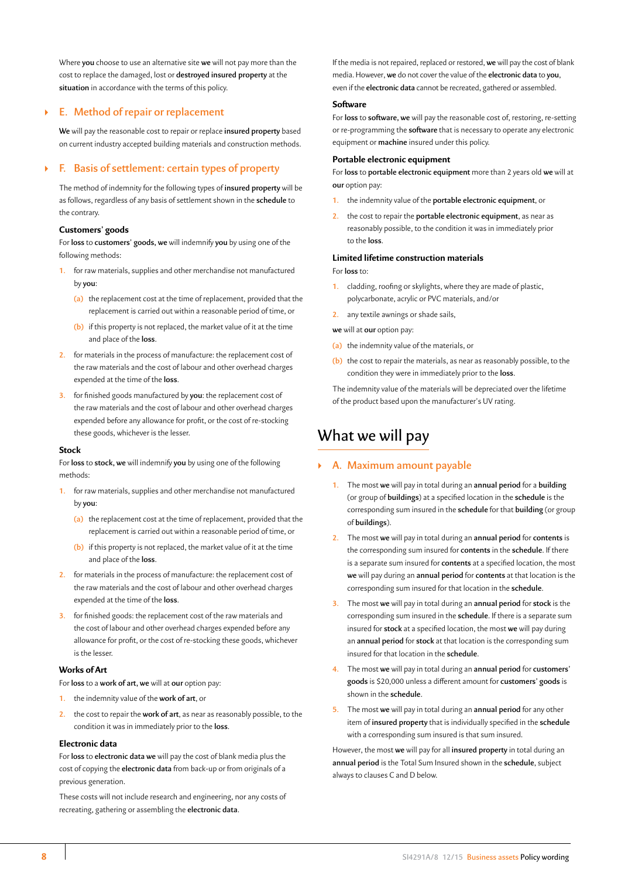Where **you** choose to use an alternative site **we** will not pay more than the cost to replace the damaged, lost or **destroyed insured property** at the **situation** in accordance with the terms of this policy.

## E. Method of repair or replacement

**We** will pay the reasonable cost to repair or replace **insured property** based on current industry accepted building materials and construction methods.

## F. Basis of settlement: certain types of property

The method of indemnity for the following types of **insured property** will be as follows, regardless of any basis of settlement shown in the **schedule** to the contrary.

### Customers' goods

For **loss** to **customers' goods, we** will indemnify **you** by using one of the following methods:

1. for raw materials, supplies and other merchandise not manufactured by **you**:
   (a) the replacement cost at the time of replacement, provided that the replacement is carried out within a reasonable period of time, or
   (b) if this property is not replaced, the market value of it at the time and place of the **loss**.
2. for materials in the process of manufacture: the replacement cost of the raw materials and the cost of labour and other overhead charges expended at the time of the **loss**.
3. for finished goods manufactured by **you**: the replacement cost of the raw materials and the cost of labour and other overhead charges expended before any allowance for profit, or the cost of re-stocking these goods, whichever is the lesser.

### Stock

For **loss** to **stock, we** will indemnify **you** by using one of the following methods:

1. for raw materials, supplies and other merchandise not manufactured by **you**:
   (a) the replacement cost at the time of replacement, provided that the replacement is carried out within a reasonable period of time, or
   (b) if this property is not replaced, the market value of it at the time and place of the **loss**.
2. for materials in the process of manufacture: the replacement cost of the raw materials and the cost of labour and other overhead charges expended at the time of the **loss**.
3. for finished goods: the replacement cost of the raw materials and the cost of labour and other overhead charges expended before any allowance for profit, or the cost of re-stocking these goods, whichever is the lesser.

### Works of Art

For **loss** to a **work of art, we** will at **our** option pay:

1. the indemnity value of the **work of art**, or
2. the cost to repair the **work of art**, as near as reasonably possible, to the condition it was in immediately prior to the **loss**.

### Electronic data

For **loss** to **electronic data we** will pay the cost of blank media plus the cost of copying the **electronic data** from back-up or from originals of a previous generation.

These costs will not include research and engineering, nor any costs of recreating, gathering or assembling the **electronic data**.

If the media is not repaired, replaced or restored, **we** will pay the cost of blank media. However, **we** do not cover the value of the **electronic data** to **you**, even if the **electronic data** cannot be recreated, gathered or assembled.

### Software

For **loss** to **software, we** will pay the reasonable cost of, restoring, re-setting or re-programming the **software** that is necessary to operate any electronic equipment or **machine** insured under this policy.

### Portable electronic equipment

For **loss** to **portable electronic equipment** more than 2 years old **we** will at **our** option pay:

1. the indemnity value of the **portable electronic equipment**, or
2. the cost to repair the **portable electronic equipment**, as near as reasonably possible, to the condition it was in immediately prior to the **loss**.

### Limited lifetime construction materials

For **loss** to:

1. cladding, roofing or skylights, where they are made of plastic, polycarbonate, acrylic or PVC materials, and/or
2. any textile awnings or shade sails,

**we** will at **our** option pay:

(a) the indemnity value of the materials, or
(b) the cost to repair the materials, as near as reasonably possible, to the condition they were in immediately prior to the **loss**.

The indemnity value of the materials will be depreciated over the lifetime of the product based upon the manufacturer's UV rating.

# What we will pay

## A. Maximum amount payable

1. The most **we** will pay in total during an **annual period** for a **building** (or group of **buildings**) at a specified location in the **schedule** is the corresponding sum insured in the **schedule** for that **building** (or group of **buildings**).
2. The most **we** will pay in total during an **annual period** for **contents** is the corresponding sum insured for **contents** in the **schedule**. If there is a separate sum insured for **contents** at a specified location, the most **we** will pay during an **annual period** for **contents** at that location is the corresponding sum insured for that location in the **schedule**.
3. The most **we** will pay in total during an **annual period** for **stock** is the corresponding sum insured in the **schedule**. If there is a separate sum insured for **stock** at a specified location, the most **we** will pay during an **annual period** for **stock** at that location is the corresponding sum insured for that location in the **schedule**.
4. The most **we** will pay in total during an **annual period** for **customers' goods** is $20,000 unless a different amount for **customers' goods** is shown in the **schedule**.
5. The most **we** will pay in total during an **annual period** for any other item of **insured property** that is individually specified in the **schedule** with a corresponding sum insured is that sum insured.

However, the most **we** will pay for all **insured property** in total during an **annual period** is the Total Sum Insured shown in the **schedule**, subject always to clauses C and D below.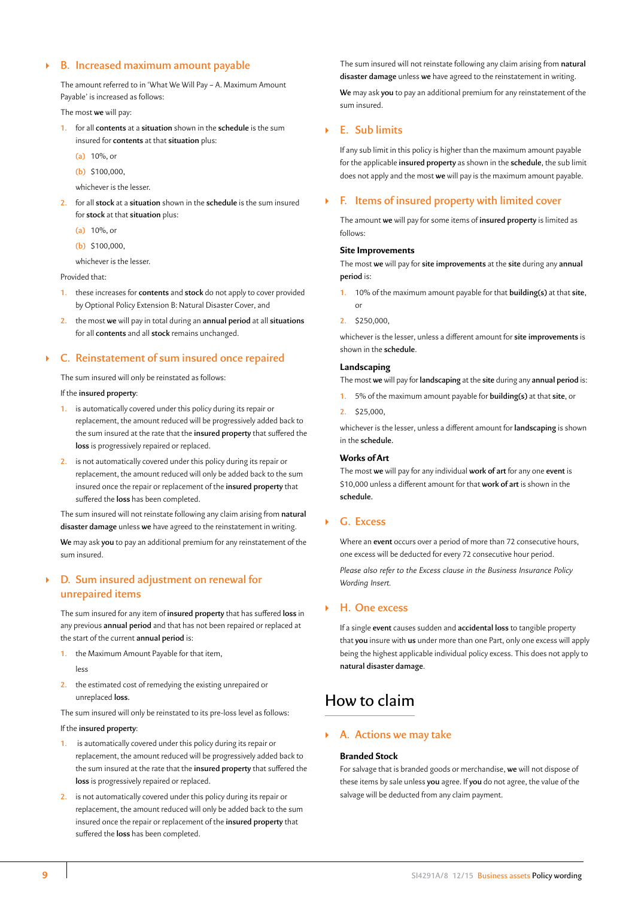## B. Increased maximum amount payable

The amount referred to in 'What We Will Pay – A. Maximum Amount Payable' is increased as follows:

The most **we** will pay:

1. for all **contents** at a **situation** shown in the **schedule** is the sum insured for **contents** at that **situation** plus:
   (a) 10%, or
   (b) $100,000,

   whichever is the lesser.
2. for all **stock** at a **situation** shown in the **schedule** is the sum insured for **stock** at that **situation** plus:
   (a) 10%, or
   (b) $100,000,

   whichever is the lesser.

Provided that:

1. these increases for **contents** and **stock** do not apply to cover provided by Optional Policy Extension B: Natural Disaster Cover, and
2. the most **we** will pay in total during an **annual period** at all **situations** for all **contents** and all **stock** remains unchanged.

## C. Reinstatement of sum insured once repaired

The sum insured will only be reinstated as follows:

If the **insured property**:

1. is automatically covered under this policy during its repair or replacement, the amount reduced will be progressively added back to the sum insured at the rate that the **insured property** that suffered the **loss** is progressively repaired or replaced.
2. is not automatically covered under this policy during its repair or replacement, the amount reduced will only be added back to the sum insured once the repair or replacement of the **insured property** that suffered the **loss** has been completed.

The sum insured will not reinstate following any claim arising from **natural disaster damage** unless **we** have agreed to the reinstatement in writing.

**We** may ask **you** to pay an additional premium for any reinstatement of the sum insured.

## D. Sum insured adjustment on renewal for unrepaired items

The sum insured for any item of **insured property** that has suffered **loss** in any previous **annual period** and that has not been repaired or replaced at the start of the current **annual period** is:

1. the Maximum Amount Payable for that item,

   less
2. the estimated cost of remedying the existing unrepaired or unreplaced **loss**.

The sum insured will only be reinstated to its pre-loss level as follows:

If the **insured property**:

1. is automatically covered under this policy during its repair or replacement, the amount reduced will be progressively added back to the sum insured at the rate that the **insured property** that suffered the **loss** is progressively repaired or replaced.
2. is not automatically covered under this policy during its repair or replacement, the amount reduced will only be added back to the sum insured once the repair or replacement of the **insured property** that suffered the **loss** has been completed.

The sum insured will not reinstate following any claim arising from **natural disaster damage** unless **we** have agreed to the reinstatement in writing.

**We** may ask **you** to pay an additional premium for any reinstatement of the sum insured.

## E. Sub limits

If any sub limit in this policy is higher than the maximum amount payable for the applicable **insured property** as shown in the **schedule**, the sub limit does not apply and the most **we** will pay is the maximum amount payable.

## F. Items of insured property with limited cover

The amount **we** will pay for some items of **insured property** is limited as follows:

### Site Improvements

The most **we** will pay for **site improvements** at the **site** during any **annual period** is:

1. 10% of the maximum amount payable for that **building(s)** at that **site**, or
2. $250,000,

whichever is the lesser, unless a different amount for **site improvements** is shown in the **schedule**.

### Landscaping

The most **we** will pay for **landscaping** at the **site** during any **annual period** is:

1. 5% of the maximum amount payable for **building(s)** at that **site**, or
2. $25,000,

whichever is the lesser, unless a different amount for **landscaping** is shown in the **schedule**.

### Works of Art

The most **we** will pay for any individual **work of art** for any one **event** is $10,000 unless a different amount for that **work of art** is shown in the **schedule**.

## G. Excess

Where an **event** occurs over a period of more than 72 consecutive hours, one excess will be deducted for every 72 consecutive hour period.

*Please also refer to the Excess clause in the Business Insurance Policy Wording Insert.*

## H. One excess

If a single **event** causes sudden and **accidental loss** to tangible property that **you** insure with **us** under more than one Part, only one excess will apply being the highest applicable individual policy excess. This does not apply to **natural disaster damage**.

# How to claim

## A. Actions we may take

### Branded Stock

For salvage that is branded goods or merchandise, **we** will not dispose of these items by sale unless **you** agree. If **you** do not agree, the value of the salvage will be deducted from any claim payment.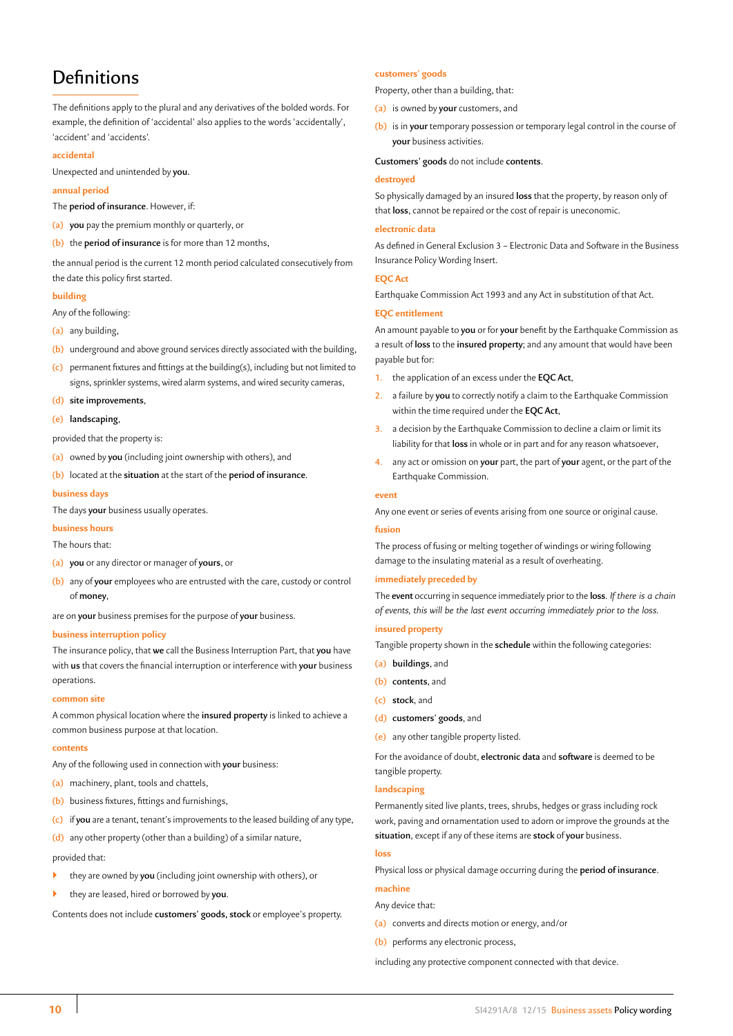# Definitions

The definitions apply to the plural and any derivatives of the bolded words. For example, the definition of 'accidental' also applies to the words 'accidentally', 'accident' and 'accidents'.

### accidental

Unexpected and unintended by **you**.

### annual period

The **period of insurance**. However, if:

(a) **you** pay the premium monthly or quarterly, or

(b) the **period of insurance** is for more than 12 months,

the annual period is the current 12 month period calculated consecutively from the date this policy first started.

### building

Any of the following:

(a) any building,

(b) underground and above ground services directly associated with the building,

(c) permanent fixtures and fittings at the building(s), including but not limited to signs, sprinkler systems, wired alarm systems, and wired security cameras,

(d) **site improvements**,

(e) **landscaping**,

provided that the property is:

(a) owned by **you** (including joint ownership with others), and

(b) located at the **situation** at the start of the **period of insurance**.

### business days

The days **your** business usually operates.

### business hours

The hours that:

(a) **you** or any director or manager of **yours**, or

(b) any of **your** employees who are entrusted with the care, custody or control of **money**,

are on **your** business premises for the purpose of **your** business.

### business interruption policy

The insurance policy, that **we** call the Business Interruption Part, that **you** have with **us** that covers the financial interruption or interference with **your** business operations.

### common site

A common physical location where the **insured property** is linked to achieve a common business purpose at that location.

### contents

Any of the following used in connection with **your** business:

(a) machinery, plant, tools and chattels,

(b) business fixtures, fittings and furnishings,

(c) if **you** are a tenant, tenant's improvements to the leased building of any type,

(d) any other property (other than a building) of a similar nature,

provided that:

- they are owned by **you** (including joint ownership with others), or
- they are leased, hired or borrowed by **you**.

Contents does not include **customers' goods, stock** or employee's property.

### customers' goods

Property, other than a building, that:

(a) is owned by **your** customers, and

(b) is in **your** temporary possession or temporary legal control in the course of **your** business activities.

**Customers' goods** do not include **contents**.

### destroyed

So physically damaged by an insured **loss** that the property, by reason only of that **loss**, cannot be repaired or the cost of repair is uneconomic.

### electronic data

As defined in General Exclusion 3 – Electronic Data and Software in the Business Insurance Policy Wording Insert.

### EQC Act

Earthquake Commission Act 1993 and any Act in substitution of that Act.

### EQC entitlement

An amount payable to **you** or for **your** benefit by the Earthquake Commission as a result of **loss** to the **insured property**; and any amount that would have been payable but for:

1. the application of an excess under the **EQC Act**,
2. a failure by **you** to correctly notify a claim to the Earthquake Commission within the time required under the **EQC Act**,
3. a decision by the Earthquake Commission to decline a claim or limit its liability for that **loss** in whole or in part and for any reason whatsoever,
4. any act or omission on **your** part, the part of **your** agent, or the part of the Earthquake Commission.

### event

Any one event or series of events arising from one source or original cause.

### fusion

The process of fusing or melting together of windings or wiring following damage to the insulating material as a result of overheating.

### immediately preceded by

The **event** occurring in sequence immediately prior to the **loss**. *If there is a chain of events, this will be the last event occurring immediately prior to the loss.*

### insured property

Tangible property shown in the **schedule** within the following categories:

(a) **buildings**, and

(b) **contents**, and

(c) **stock**, and

(d) **customers' goods**, and

(e) any other tangible property listed.

For the avoidance of doubt, **electronic data** and **software** is deemed to be tangible property.

### landscaping

Permanently sited live plants, trees, shrubs, hedges or grass including rock work, paving and ornamentation used to adorn or improve the grounds at the **situation**, except if any of these items are **stock** of **your** business.

### loss

Physical loss or physical damage occurring during the **period of insurance**.

### machine

Any device that:

(a) converts and directs motion or energy, and/or

(b) performs any electronic process,

including any protective component connected with that device.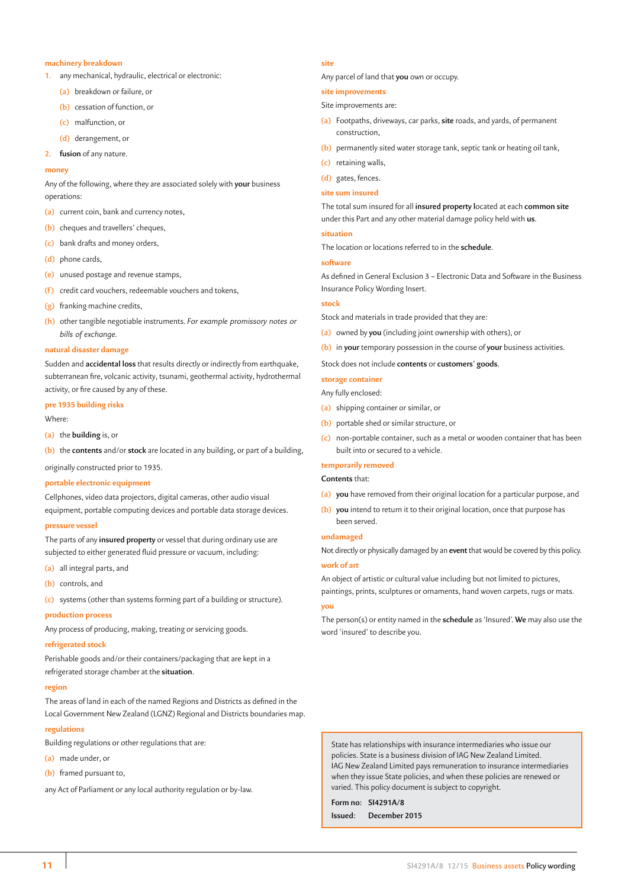### machinery breakdown

1. any mechanical, hydraulic, electrical or electronic:
   (a) breakdown or failure, or
   (b) cessation of function, or
   (c) malfunction, or
   (d) derangement, or
2. **fusion** of any nature.

### money

Any of the following, where they are associated solely with **your** business operations:

(a) current coin, bank and currency notes,
(b) cheques and travellers' cheques,
(c) bank drafts and money orders,
(d) phone cards,
(e) unused postage and revenue stamps,
(f) credit card vouchers, redeemable vouchers and tokens,
(g) franking machine credits,
(h) other tangible negotiable instruments. *For example promissory notes or bills of exchange.*

### natural disaster damage

Sudden and **accidental loss** that results directly or indirectly from earthquake, subterranean fire, volcanic activity, tsunami, geothermal activity, hydrothermal activity, or fire caused by any of these.

### pre 1935 building risks

Where:

(a) the **building** is, or
(b) the **contents** and/or **stock** are located in any building, or part of a building,

originally constructed prior to 1935.

### portable electronic equipment

Cellphones, video data projectors, digital cameras, other audio visual equipment, portable computing devices and portable data storage devices.

### pressure vessel

The parts of any **insured property** or vessel that during ordinary use are subjected to either generated fluid pressure or vacuum, including:

(a) all integral parts, and
(b) controls, and
(c) systems (other than systems forming part of a building or structure).

### production process

Any process of producing, making, treating or servicing goods.

### refrigerated stock

Perishable goods and/or their containers/packaging that are kept in a refrigerated storage chamber at the **situation**.

### region

The areas of land in each of the named Regions and Districts as defined in the Local Government New Zealand (LGNZ) Regional and Districts boundaries map.

### regulations

Building regulations or other regulations that are:

(a) made under, or
(b) framed pursuant to,

any Act of Parliament or any local authority regulation or by-law.

### site

Any parcel of land that **you** own or occupy.

### site improvements

Site improvements are:

(a) Footpaths, driveways, car parks, **site** roads, and yards, of permanent construction,
(b) permanently sited water storage tank, septic tank or heating oil tank,
(c) retaining walls,
(d) gates, fences.

### site sum insured

The total sum insured for all **insured property** located at each **common site** under this Part and any other material damage policy held with **us**.

### situation

The location or locations referred to in the **schedule**.

### software

As defined in General Exclusion 3 – Electronic Data and Software in the Business Insurance Policy Wording Insert.

### stock

Stock and materials in trade provided that they are:

(a) owned by **you** (including joint ownership with others), or
(b) in **your** temporary possession in the course of **your** business activities.

Stock does not include **contents** or **customers' goods**.

### storage container

Any fully enclosed:

(a) shipping container or similar, or
(b) portable shed or similar structure, or
(c) non-portable container, such as a metal or wooden container that has been built into or secured to a vehicle.

### temporarily removed

**Contents** that:

(a) **you** have removed from their original location for a particular purpose, and
(b) **you** intend to return it to their original location, once that purpose has been served.

### undamaged

Not directly or physically damaged by an **event** that would be covered by this policy.

### work of art

An object of artistic or cultural value including but not limited to pictures, paintings, prints, sculptures or ornaments, hand woven carpets, rugs or mats.

### you

The person(s) or entity named in the **schedule** as 'Insured'. **We** may also use the word 'insured' to describe you.

State has relationships with insurance intermediaries who issue our policies. State is a business division of IAG New Zealand Limited. IAG New Zealand Limited pays remuneration to insurance intermediaries when they issue State policies, and when these policies are renewed or varied. This policy document is subject to copyright.

**Form no: SI4291A/8**
**Issued: December 2015**